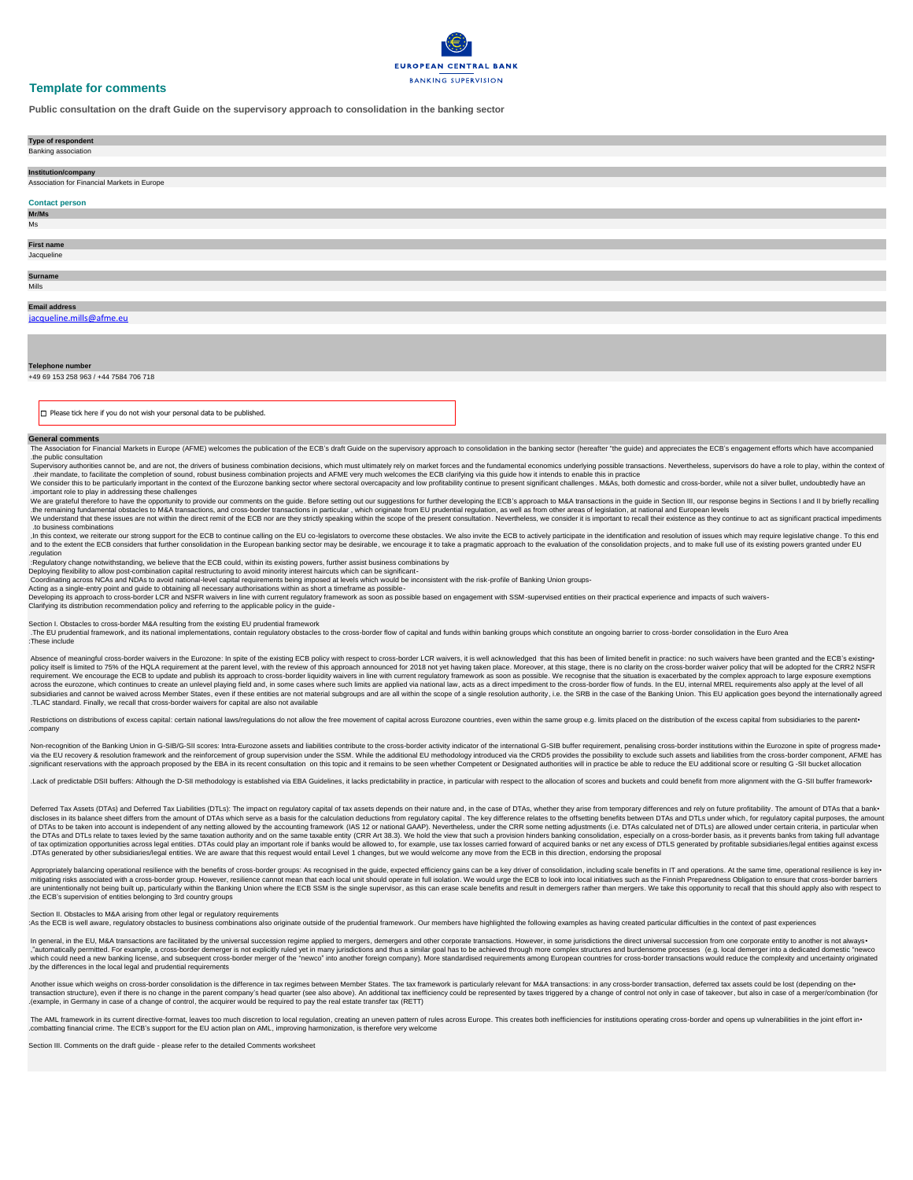EUROPEAN CENTRAL BANK

BANKING SUPERVISION

## Template for comments

**Public consultation on the draft Guide on the supervisory approach to consolidation in the banking sector**

**Type of respondent**

Banking association

**Institution/company**

Association for Financial Markets in Europe

**Contact person**

**Mr/Ms**

Ms

**First name**

Jacqueline

**Surname**

Mills

**Email address**

jacqueline.mills@afme.eu

**Telephone number**

+49 69 153 258 963 / +44 7584 706 718

☐ Please tick here if you do not wish your personal data to be published.

**General comments**

The Association for Financial Markets in Europe (AFME) welcomes the publication of the ECB's draft Guide on the supervisory approach to consolidation in the banking sector (hereafter "the guide) and appreciates the ECB's engagement efforts which have accompanied the public consultation.

Supervisory authorities cannot be, and are not, the drivers of business combination decisions, which must ultimately rely on market forces and the fundamental economics underlying possible transactions. Nevertheless, supervisors do have a role to play, within the context of their mandate, to facilitate the completion of sound, robust business combination projects and AFME very much welcomes the ECB clarifying via this guide how it intends to enable this in practice.

We consider this to be particularly important in the context of the Eurozone banking sector where sectoral overcapacity and low profitability continue to present significant challenges. M&As, both domestic and cross-border, while not a silver bullet, undoubtedly have an important role to play in addressing these challenges.

We are grateful therefore to have the opportunity to provide our comments on the guide. Before setting out our suggestions for further developing the ECB's approach to M&A transactions in the guide in Section III, our response begins in Sections I and II by briefly recalling the remaining fundamental obstacles to M&A transactions, and cross-border transactions in particular, which originate from EU prudential regulation, as well as from other areas of legislation, at national and European levels.

We understand that these issues are not within the direct remit of the ECB nor are they strictly speaking within the scope of the present consultation. Nevertheless, we consider it is important to recall their existence as they continue to act as significant practical impediments to business combinations.

In this context, we reiterate our strong support for the ECB to continue calling on the EU co-legislators to overcome these obstacles. We also invite the ECB to actively participate in the identification and resolution of issues which may require legislative change. To this end and to the extent the ECB considers that further consolidation in the European banking sector may be desirable, we encourage it to take a pragmatic approach to the evaluation of the consolidation projects, and to make full use of its existing powers granted under EU regulation.

Regulatory change notwithstanding, we believe that the ECB could, within its existing powers, further assist business combinations by:

- Deploying flexibility to allow post-combination capital restructuring to avoid minority interest haircuts which can be significant
- Coordinating across NCAs and NDAs to avoid national-level capital requirements being imposed at levels which would be inconsistent with the risk-profile of Banking Union groups
- Acting as a single-entry point and guide to obtaining all necessary authorisations within as short a timeframe as possible
- Developing its approach to cross-border LCR and NSFR waivers in line with current regulatory framework as soon as possible based on engagement with SSM-supervised entities on their practical experience and impacts of such waivers
- Clarifying its distribution recommendation policy and referring to the applicable policy in the guide

Section I. Obstacles to cross-border M&A resulting from the existing EU prudential framework

The EU prudential framework, and its national implementations, contain regulatory obstacles to the cross-border flow of capital and funds within banking groups which constitute an ongoing barrier to cross-border consolidation in the Euro Area. These include:

- Absence of meaningful cross-border waivers in the Eurozone: In spite of the existing ECB policy with respect to cross-border LCR waivers, it is well acknowledged that this has been of limited benefit in practice: no such waivers have been granted and the ECB's existing policy itself is limited to 75% of the HQLA requirement at the parent level, with the review of this approach announced for 2018 not yet having taken place. Moreover, at this stage, there is no clarity on the cross-border waiver policy that will be adopted for the CRR2 NSFR requirement. We encourage the ECB to update and publish its approach to cross-border liquidity waivers in line with current regulatory framework as soon as possible. We recognise that the situation is exacerbated by the complex approach to large exposure exemptions across the eurozone, which continues to create an unlevel playing field and, in some cases where such limits are applied via national law, acts as a direct impediment to the cross-border flow of funds. In the EU, internal MREL requirements also apply at the level of all subsidiaries and cannot be waived across Member States, even if these entities are not material subgroups and are all within the scope of a single resolution authority, i.e. the SRB in the case of the Banking Union. This EU application goes beyond the internationally agreed TLAC standard. Finally, we recall that cross-border waivers for capital are also not available.

- Restrictions on distributions of excess capital: certain national laws/regulations do not allow the free movement of capital across Eurozone countries, even within the same group e.g. limits placed on the distribution of the excess capital from subsidiaries to the parent company.

- Non-recognition of the Banking Union in G-SIB/G-SII scores: Intra-Eurozone assets and liabilities contribute to the cross-border activity indicator of the international G-SIB buffer requirement, penalising cross-border institutions within the Eurozone in spite of progress made via the EU recovery & resolution framework and the reinforcement of group supervision under the SSM. While the additional EU methodology introduced via the CRD5 provides the possibility to exclude such assets and liabilities from the cross-border component, AFME has significant reservations with the approach proposed by the EBA in its recent consultation on this topic and it remains to be seen whether Competent or Designated authorities will in practice be able to reduce the EU additional score or resulting G-SII bucket allocation.

- Lack of predictable DSII buffers: Although the D-SII methodology is established via EBA Guidelines, it lacks predictability in practice, in particular with respect to the allocation of scores and buckets and could benefit from more alignment with the G-SII buffer framework.

- Deferred Tax Assets (DTAs) and Deferred Tax Liabilities (DTLs): The impact on regulatory capital of tax assets depends on their nature and, in the case of DTAs, whether they arise from temporary differences and rely on future profitability. The amount of DTAs that a bank discloses in its balance sheet differs from the amount of DTAs which serve as a basis for the calculation deductions from regulatory capital. The key difference relates to the offsetting benefits between DTAs and DTLs under which, for regulatory capital purposes, the amount of DTAs to be taken into account is independent of any netting allowed by the accounting framework (IAS 12 or national GAAP). Nevertheless, under the CRR some netting adjustments (i.e. DTAs calculated net of DTLs) are allowed under certain criteria, in particular when the DTAs and DTLs relate to taxes levied by the same taxation authority and on the same taxable entity (CRR Art 38.3). We hold the view that such a provision hinders banking consolidation, especially on a cross-border basis, as it prevents banks from taking full advantage of tax optimization opportunities across legal entities. DTAs could play an important role if banks would be allowed to, for example, use tax losses carried forward of acquired banks or net any excess of DTLS generated by profitable subsidiaries/legal entities against excess DTAs generated by other subsidiaries/legal entities. We are aware that this request would entail Level 1 changes, but we would welcome any move from the ECB in this direction, endorsing the proposal.

- Appropriately balancing operational resilience with the benefits of cross-border groups: As recognised in the guide, expected efficiency gains can be a key driver of consolidation, including scale benefits in IT and operations. At the same time, operational resilience is key in mitigating risks associated with a cross-border group. However, resilience cannot mean that each local unit should operate in full isolation. We would urge the ECB to look into local initiatives such as the Finnish Preparedness Obligation to ensure that cross-border barriers are unintentionally not being built up, particularly within the Banking Union where the ECB SSM is the single supervisor, as this can erase scale benefits and result in demergers rather than mergers. We take this opportunity to recall that this should apply also with respect to the ECB's supervision of entities belonging to 3rd country groups.

Section II. Obstacles to M&A arising from other legal or regulatory requirements

As the ECB is well aware, regulatory obstacles to business combinations also originate outside of the prudential framework. Our members have highlighted the following examples as having created particular difficulties in the context of past experiences:

- In general, in the EU, M&A transactions are facilitated by the universal succession regime applied to mergers, demergers and other corporate transactions. However, in some jurisdictions the direct universal succession from one corporate entity to another is not always "automatically permitted. For example, a cross-border demerger is not explicitly ruled yet in many jurisdictions and thus a similar goal has to be achieved through more complex structures and burdensome processes (e.g. local demerger into a dedicated domestic "newco" which could need a new banking license, and subsequent cross-border merger of the "newco" into another foreign company). More standardised requirements among European countries for cross-border transactions would reduce the complexity and uncertainty originated by the differences in the local legal and prudential requirements.

- Another issue which weighs on cross-border consolidation is the difference in tax regimes between Member States. The tax framework is particularly relevant for M&A transactions: in any cross-border transaction, deferred tax assets could be lost (depending on the transaction structure), even if there is no change in the parent company's head quarter (see also above). An additional tax inefficiency could be represented by taxes triggered by a change of control not only in case of takeover, but also in case of a merger/combination (for example, in Germany in case of a change of control, the acquirer would be required to pay the real estate transfer tax (RETT).

- The AML framework in its current directive-format, leaves too much discretion to local regulation, creating an uneven pattern of rules across Europe. This creates both inefficiencies for institutions operating cross-border and opens up vulnerabilities in the joint effort in combatting financial crime. The ECB's support for the EU action plan on AML, improving harmonization, is therefore very welcome.

Section III. Comments on the draft guide - please refer to the detailed Comments worksheet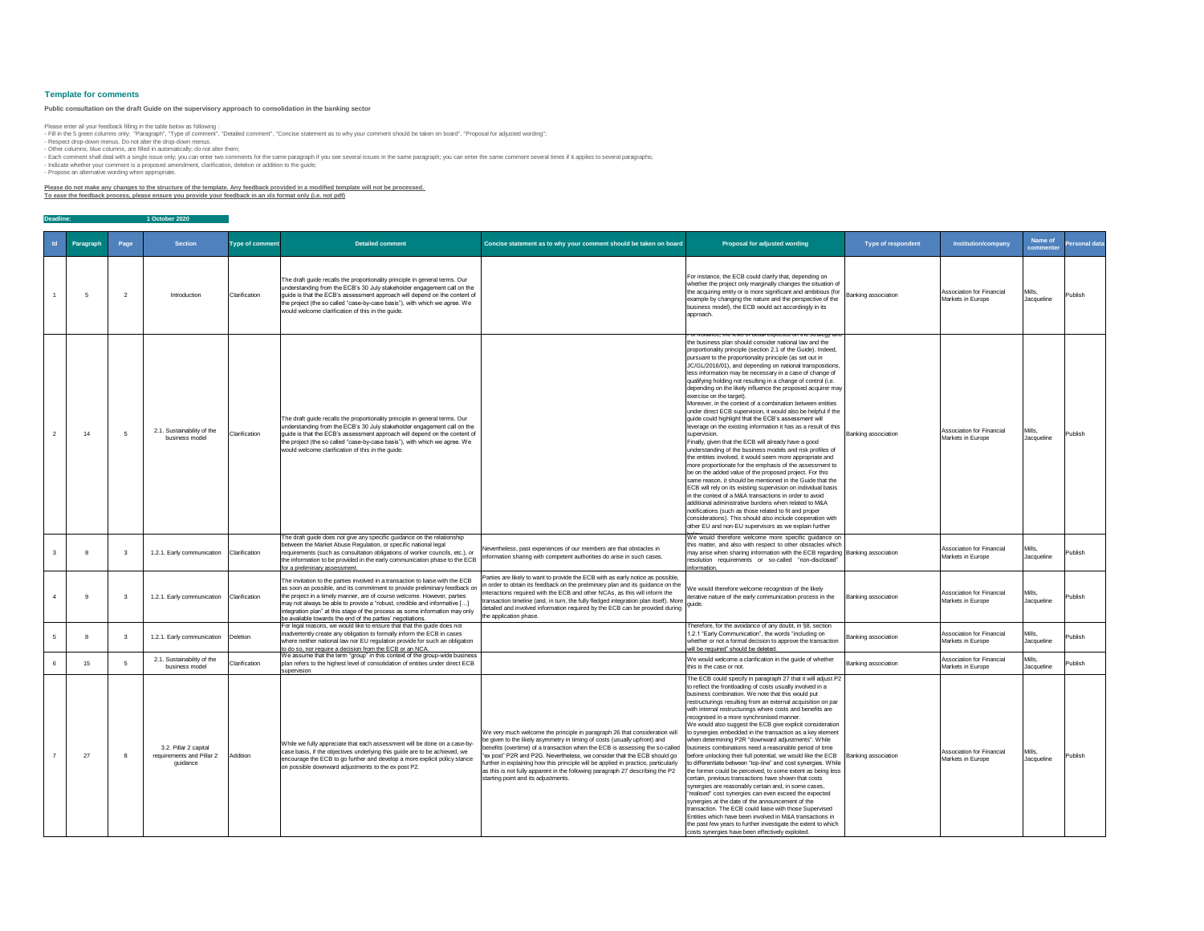## Template for comments

**Public consultation on the draft Guide on the supervisory approach to consolidation in the banking sector**

Please enter all your feedback filling in the table below as following :
- Fill in the 5 green columns only: "Paragraph", "Type of comment", "Detailed comment", "Concise statement as to why your comment should be taken on board", "Proposal for adjusted wording";
- Respect drop-down menus. Do not alter the drop-down menus.
- Other columns, blue columns, are filled in automatically; do not alter them;
- Each comment shall deal with a single issue only; you can enter two comments for the same paragraph if you see several issues in the same paragraph; you can enter the same comment several times if it applies to several paragraphs;
- Indicate whether your comment is a proposed amendment, clarification, deletion or addition to the guide;
- Propose an alternative wording when appropriate.

**Please do not make any changes to the structure of the template. Any feedback provided in a modified template will not be processed.**
**To ease the feedback process, please ensure you provide your feedback in an xls format only (i.e. not pdf)**

**Deadline: 1 October 2020**

| Id | Paragraph | Page | Section | Type of comment | Detailed comment | Concise statement as to why your comment should be taken on board | Proposal for adjusted wording | Type of respondent | Institution/company | Name of commenter | Personal data |
|---|---|---|---|---|---|---|---|---|---|---|---|
| 1 | 5 | 2 | Introduction | Clarification | The draft guide recalls the proportionality principle in general terms. Our understanding from the ECB's 30 July stakeholder engagement call on the guide is that the ECB's assessment approach will depend on the content of the project (the so called "case-by-case basis"), with which we agree. We would welcome clarification of this in the guide. | | For instance, the ECB could clarify that, depending on whether the project only marginally changes the situation of the acquiring entity or is more significant and ambitious (for example by changing the nature and the perspective of the business model), the ECB would act accordingly in its approach. | Banking association | Association for Financial Markets in Europe | Mills, Jacqueline | Publish |
| 2 | 14 | 5 | 2.1. Sustainability of the business model | Clarification | The draft guide recalls the proportionality principle in general terms. Our understanding from the ECB's 30 July stakeholder engagement call on the guide is that the ECB's assessment approach will depend on the content of the project (the so called "case-by-case basis"), with which we agree. We would welcome clarification of this in the guide. | | For instance, the level of detail expected on the strategy and the business plan should consider national law and the proportionality principle (section 2.1 of the Guide). Indeed, pursuant to the proportionality principle (as set out in JC/GL/2016/01), and depending on national transpositions, less information may be necessary in a case of change of qualifying holding not resulting in a change of control (i.e. depending on the likely influence the proposed acquirer may exercise on the target).<br>Moreover, in the context of a combination between entities under direct ECB supervision, it would also be helpful if the guide could highlight that the ECB's assessment will leverage on the existing information it has as a result of this supervision.<br>Finally, given that the ECB will already have a good understanding of the business models and risk profiles of the entities involved, it would seem more appropriate and more proportionate for the emphasis of the assessment to be on the added value of the proposed project. For this same reason, it should be mentioned in the Guide that the ECB will rely on its existing supervision on individual basis in the context of a M&A transactions in order to avoid additional administrative burdens when related to M&A notifications (such as those related to fit and proper considerations). This should also include cooperation with other EU and non-EU supervisors as we explain further below. | Banking association | Association for Financial Markets in Europe | Mills, Jacqueline | Publish |
| 3 | 8 | 3 | 1.2.1. Early communication | Clarification | The draft guide does not give any specific guidance on the relationship between the Market Abuse Regulation, or specific national legal requirements (such as consultation obligations of worker councils, etc.), or the information to be provided in the early communication phase to the ECB for a preliminary assessment. | Nevertheless, past experiences of our members are that obstacles in information sharing with competent authorities do arise in such cases. | We would therefore welcome more specific guidance on this matter, and also with respect to other obstacles which may arise when sharing information with the ECB regarding resolution requirements or so-called "non-disclosed" information. | Banking association | Association for Financial Markets in Europe | Mills, Jacqueline | Publish |
| 4 | 9 | 3 | 1.2.1. Early communication | Clarification | The invitation to the parties involved in a transaction to liaise with the ECB as soon as possible, and its commitment to provide preliminary feedback on the project in a timely manner, are of course welcome. However, parties may not always be able to provide a "robust, credible and informative [...] integration plan" at this stage of the process as some information may only be available towards the end of the parties' negotiations. | Parties are likely to want to provide the ECB with as early notice as possible, in order to obtain its feedback on the preliminary plan and its guidance on the interactions required with the ECB and other NCAs, as this will inform the transaction timeline (and, in turn, the fully fledged integration plan itself). More detailed and involved information required by the ECB can be provided during the application phase. | We would therefore welcome recognition of the likely iterative nature of the early communication process in the guide. | Banking association | Association for Financial Markets in Europe | Mills, Jacqueline | Publish |
| 5 | 8 | 3 | 1.2.1. Early communication | Deletion | For legal reasons, we would like to ensure that that the guide does not inadvertently create any obligation to formally inform the ECB in cases where neither national law nor EU regulation provide for such an obligation to do so, nor require a decision from the ECB or an NCA. | | Therefore, for the avoidance of any doubt, in §8, section 1.2.1 "Early Communication", the words "including on whether or not a formal decision to approve the transaction will be required" should be deleted. | Banking association | Association for Financial Markets in Europe | Mills, Jacqueline | Publish |
| 6 | 15 | 5 | 2.1. Sustainability of the business model | Clarification | We assume that the term "group" in this context of the group-wide business plan refers to the highest level of consolidation of entities under direct ECB supervision | | We would welcome a clarification in the guide of whether this is the case or not. | Banking association | Association for Financial Markets in Europe | Mills, Jacqueline | Publish |
| 7 | 27 | 8 | 3.2. Pillar 2 capital requirements and Pillar 2 guidance | Addition | While we fully appreciate that each assessment will be done on a case-by-case basis, if the objectives underlying this guide are to be achieved, we encourage the ECB to go further and develop a more explicit policy stance on possible downward adjustments to the ex post P2. | We very much welcome the principle in paragraph 26 that consideration will be given to the likely asymmetry in timing of costs (usually upfront) and benefits (overtime) of a transaction when the ECB is assessing the so-called "ex post" P2R and P2G. Nevertheless, we consider that the ECB should go further in explaining how this principle will be applied in practice, particularly as this is not fully apparent in the following paragraph 27 describing the P2 starting point and its adjustments. | The ECB could specify in paragraph 27 that it will adjust P2 to reflect the frontloading of costs usually involved in a business combination. We note that this would put restructurings resulting from an external acquisition on par with internal restructurings where costs and benefits are recognised in a more synchronised manner.<br>We would also suggest the ECB give explicit consideration to synergies embedded in the transaction as a key element when determining P2R "downward adjustments". While business combinations need a reasonable period of time before unlocking their full potential, we would like the ECB to differentiate between "top-line" and cost synergies. While the former could be perceived, to some extent as being less certain, previous transactions have shown that costs synergies are reasonably certain and, in some cases, "realised" cost synergies can even exceed the expected synergies at the date of the announcement of the transaction. The ECB could liaise with those Supervised Entities which have been involved in M&A transactions in the past few years to further investigate the extent to which costs synergies have been effectively exploited. | Banking association | Association for Financial Markets in Europe | Mills, Jacqueline | Publish |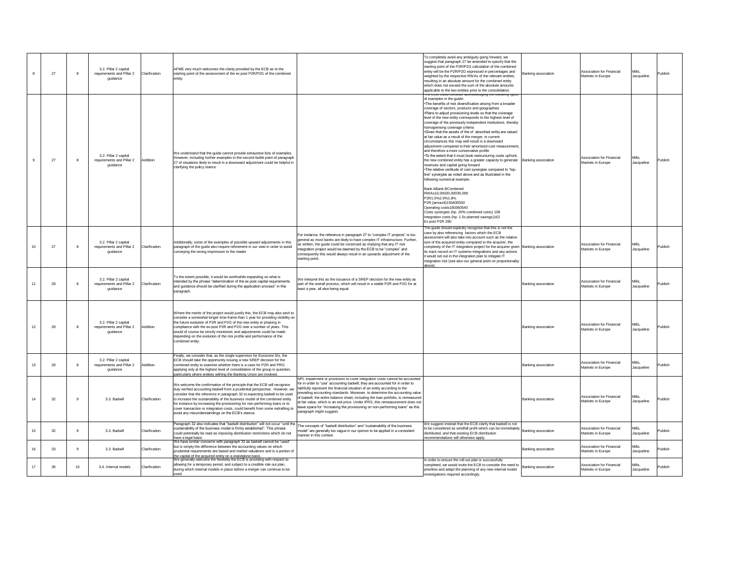| 8 | 27 | 8 | 3.2. Pillar 2 capital requirements and Pillar 2 guidance | Clarification | AFME very much welcomes the clarity provided by the ECB as to the starting point of the assessment of the ex post P2R/P2G of the combined entity. | | To completely avoid any ambiguity going forward, we suggest that paragraph 27 be amended to specify that the starting point of the P2R/P2G calculation of the combined entity will be the P2R/P2G expressed in percentages and weighted by the respective RWAs of the relevant entities, resulting in an absolute amount for the combined entity which does not exceed the sum of the absolute amounts applicable to the two entities prior to the consolidation. | Banking association | Association for Financial Markets in Europe | Mills, Jacqueline | Publish |
|---|---|---|---|---|---|---|---|---|---|---|---|
| 9 | 27 | 8 | 3.2. Pillar 2 capital requirements and Pillar 2 guidance | Addition | We understand that the guide cannot provide exhaustive lists of examples. However, including further examples in the second bullet point of paragraph 27 of situations likely to result in a downward adjustment could be helpful in clarifying the policy stance. | | The ECB could consider acknowledging the following types of examples in the guide:<br>•The benefits of risk diversification arising from a broader coverage of sectors, products and geographies<br>•Plans to adjust provisioning levels so that the coverage level of the new entity corresponds to the highest level of coverage of the previously independent institutions, thereby homogenising coverage criteria<br>•Given that the assets of the of absorbed entity are valued at fair value as a result of the merger, in current circumstances this may well result in a downward adjustment compared to their amortised-cost measurement, and therefore a more conservative profile<br>•To the extent that it must book restructuring costs upfront, the new combined entity has a greater capacity to generate revenues and capital going forward<br>•The relative certitude of cost synergies compared to "top-line" synergies as noted above and as illustrated in the following numerical example:<br><br>Bank ABank BCombined<br>RWAs10,00020,00030,000<br>P2R1.5%2.0%1.8%<br>P2R (amount)150400550<br>Operating costs180360540<br>Costs synergies (hp. 20% combined costs) 108<br>Integration costs (hp. 1.5x planned savings)162<br>Ex post P2R 280 | Banking association | Association for Financial Markets in Europe | Mills, Jacqueline | Publish |
| 10 | 27 | 8 | 3.2. Pillar 2 capital requirements and Pillar 2 guidance | Clarification | Additionally, some of the examples of possible upward adjustments in this paragraph of the guide also require refinement in our view in order to avoid conveying the wrong impression to the reader | For instance, the reference in paragraph 27 to "complex IT projects" is too general as most banks are likely to have complex IT infrastructure. Further, as written, the guide could be construed as implying that any IT risk integration project would be deemed by the ECB to be "complex" and consequently this would always result in an upwards adjustment of the starting point. | The guide should explicitly recognise that this is not the case by also referencing factors which the ECB assessment will also take into account such as the relative size of the acquired entity compared to the acquirer, the complexity of the IT integration project for the acquirer given its track record on IT systems integrations and any actions it would set out in the integration plan to mitigate IT integration risk (see also our general point on proportionality above). | Banking association | Association for Financial Markets in Europe | Mills, Jacqueline | Publish |
| 11 | 28 | 8 | 3.2. Pillar 2 capital requirements and Pillar 2 guidance | Clarification | To the extent possible, it would be worthwhile expanding on what is intended by the phrase "determination of the ex post capital requirements and guidance should be clarified during the application process" in this paragraph. | We interpret this as the issuance of a SREP decision for the new entity as part of the overall process, which will result in a stable P2R and P2G for at least a year, all else being equal. | | Banking association | Association for Financial Markets in Europe | Mills, Jacqueline | Publish |
| 12 | 28 | 8 | 3.2. Pillar 2 capital requirements and Pillar 2 guidance | Addition | Where the merits of the project would justify this, the ECB may also wish to consider a somewhat longer time-frame than 1 year for providing visibility on the future evolution of P2R and P2G of the new entity or phasing in compliance with the ex-post P2R and P2G over a number of years. This would of course be strictly monitored, and adjustments could be made depending on the evolution of the risk profile and performance of the combined entity. | | | Banking association | Association for Financial Markets in Europe | Mills, Jacqueline | Publish |
| 13 | 28 | 8 | 3.2. Pillar 2 capital requirements and Pillar 2 guidance | Addition | Finally, we consider that, as the single supervisor for Eurozone SIs, the ECB should take the opportunity issuing a new SREP decision for the combined entity to examine whether there is a case for P2R and PRG applying only at the highest level of consolidation of the group in question, particularly where entities withing the Banking Union are involved. | | | Banking association | Association for Financial Markets in Europe | Mills, Jacqueline | Publish |
| 14 | 32 | 9 | 3.3. Badwill | Clarification | We welcome the confirmation of the principle that the ECB will recognise duly verified accounting badwill from a prudential perspective. However, we consider that the reference in paragraph 32 to expecting badwill to be used to increase the sustainability of the business model of the combined entity for instance by increasing the provisioning for non-performing loans or to cover transaction or integration costs, could benefit from some redrafting to avoid any misunderstandings on the ECB's stance. | NPL impairment or provisions to cover integration costs cannot be accounted for in order to "use" accounting badwill; they are accounted for in order to faithfully represent the financial situation of an entity according to the prevailing accounting standards. Moreover, to determine the accounting value of badwill, the entire balance sheet, including the loan portfolio, is remeasured at fair value, which is an exit price. Under IFRS, this remeasurement does not leave space for "increasing the provisioning on non-performing loans" as this paragraph might suggest. | | Banking association | Association for Financial Markets in Europe | Mills, Jacqueline | Publish |
| 15 | 32 | 9 | 3.3. Badwill | Clarification | Paragraph 32 also indicates that "badwill distribution" will not occur "until the sustainability of the business model is firmly established". This phrase could potentially be read as imposing distribution restrictions which do not have a legal basis | The concepts of "badwill distribution" and "sustainability of the business model" are generally too vague in our opinion to be applied in a consistent manner in this context. | We suggest instead that the ECB clarify that badwill is not to be considered as windfall profit which can be immediately distributed, and that existing ECB distribution recommendations will otherwise apply. | Banking association | Association for Financial Markets in Europe | Mills, Jacqueline | Publish |
| 16 | 33 | 9 | 3.3. Badwill | Clarification | We have similar concerns with paragraph 33 as badwill cannot be "used" but is simply the difference between the accounting values on which prudential requirements are based and market valuations and is a portion of the capital of the acquired entity on a standalone basis. | | | Banking association | Association for Financial Markets in Europe | Mills, Jacqueline | Publish |
| 17 | 36 | 10 | 3.4. Internal models | Clarification | We generally welcome the flexibility the ECB is providing with respect to allowing for a temporary period, and subject to a credible role out plan, during which internal models in place before a merger can continue to be used. | | In order to ensure the roll-out plan is successfully completed, we would invite the ECB to consider the need to prioritise and adapt the planning of any new internal model investigations required accordingly. | Banking association | Association for Financial Markets in Europe | Mills, Jacqueline | Publish |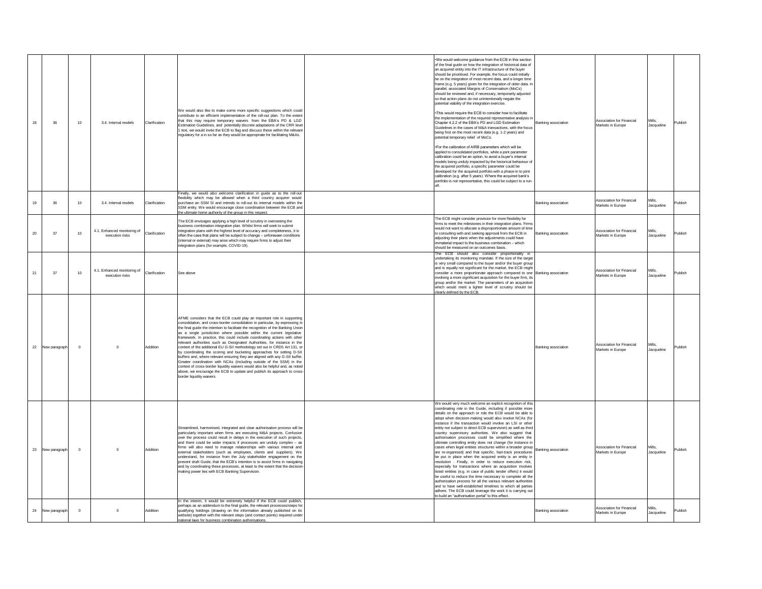| 18 | 36 | 10 | 3.4. Internal models | Clarification | We would also like to make some more specific suggestions which could contribute to an efficient implementation of the roll-out plan. To the extent that this may require temporary waivers from the EBA's PD & LGD Estimation Guidelines, and potentially discrete adaptations of the CRR level 1 text, we would invite the ECB to flag and discuss these within the relevant regulatory for a in so far as they would be appropriate for facilitating M&As. | | •We would welcome guidance from the ECB in this section of the final guide on how the integration of historical data of an acquired entity into the IT infrastructure of the buyer should be prioritised. For example, the focus could initially be on the integration of most recent data, and a longer time frame (e.g. 5 years) given for the integration of older data. In parallel, associated Margins of Conservatism (MoCs) should be reviewed and, if necessary, temporarily adjusted so that action plans do not unintentionally negate the potential viability of the integration exercise.<br><br>•This would require the ECB to consider how to facilitate the implementation of the required representative analysis in Chapter 4.2.2 of the EBA's PD and LGD Estimation Guidelines in the cases of M&A transactions, with the focus being first on the most recent data (e.g. 1-2 years) and potential temporary relief of MoCs.<br><br>•For the calibration of AIRB parameters which will be applied to consolidated portfolios, while a joint parameter calibration could be an option, to avoid a buyer's internal models being unduly impacted by the historical behaviour of the acquired portfolio, a specific parameter could be developed for the acquired portfolio with a phase-in to joint calibration (e.g. after 5 years). Where the acquired bank's portfolio is not representative, this could be subject to a run-off. | Banking association | Association for Financial Markets in Europe | Mills, Jacqueline | Publish |
|---|---|---|---|---|---|---|---|---|---|---|---|
| 19 | 36 | 10 | 3.4. Internal models | Clarification | Finally, we would also welcome clarification in guide as to the roll-out flexibility which may be allowed when a third country acquirer would purchase an SSM SI and intends to roll-out its internal models within the SSM entity. We would encourage close coordination between the ECB and the ultimate home authority of the group in this respect. | | | Banking association | Association for Financial Markets in Europe | Mills, Jacqueline | Publish |
| 20 | 37 | 10 | 4.1. Enhanced monitoring of execution risks | Clarification | The ECB envisages applying a high level of scrutiny in overseeing the business combination integration plan. Whilst firms will seek to submit integration plans with the highest level of accuracy and completeness, it is often the case that plans will be subject to change – unforeseen conditions (internal or external) may arise which may require firms to adjust their integration plans (for example, COVID-19). | | The ECB might consider provision for more flexibility for firms to meet the milestones in their integration plans. Firms would not want to allocate a disproportionate amount of time to consulting with and seeking approval from the ECB in adjusting their plans when the adjustments could have immaterial impact to the business combination – which should be measured on an outcomes basis. | Banking association | Association for Financial Markets in Europe | Mills, Jacqueline | Publish |
| 21 | 37 | 10 | 4.1. Enhanced monitoring of execution risks | Clarification | See above | | The ECB should also consider proportionality in undertaking its monitoring mandate. If the size of the target is very small compared to the buyer and/or the buyer group and is equally not significant for the market, the ECB might consider a more proportionate approach compared to one involving a more significant acquisition for the buyer firm, its group and/or the market. The parameters of an acquisition which would merit a lighter level of scrutiny should be clearly defined by the ECB. | Banking association | Association for Financial Markets in Europe | Mills, Jacqueline | Publish |
| 22 | New paragraph | 0 | 0 | Addition | AFME considers that the ECB could play an important role in supporting consolidation, and cross-border consolidation in particular, by expressing in the final guide the intention to facilitate the recognition of the Banking Union as a single jurisdiction where possible within the current legislative framework. In practice, this could include coordinating actions with other relevant authorities such as Designated Authorities, for instance in the context of the additional EU G-SII methodology set out in CRD5 Art 131, or by coordinating the scoring and bucketing approaches for setting D-SII buffers and, where relevant ensuring they are aligned with any G-SII buffer. Greater coordination with NCAs (including outside of the SSM) in the context of cross-border liquidity waivers would also be helpful and, as noted above, we encourage the ECB to update and publish its approach to cross-border liquidity waivers. | | | Banking association | Association for Financial Markets in Europe | Mills, Jacqueline | Publish |
| 23 | New paragraph | 0 | 0 | Addition | Streamlined, harmonised, integrated and clear authorisation process will be particularly important when firms are executing M&A projects. Confusion over the process could result in delays in the execution of such projects, and there could be wider impacts if processes are unduly complex – as firms will also need to manage relationships with various internal and external stakeholders (such as employees, clients and suppliers). We understand, for instance from the July stakeholder engagement on the present draft Guide, that the ECB's intention is to assist firms in navigating and by coordinating these processes, at least to the extent that the decision-making power lies with ECB Banking Supervision. | | We would very much welcome an explicit recognition of this coordinating role in the Guide, including if possible more details on the approach or role the ECB would be able to adopt when decision-making would also involve NCAs (for instance if the transaction would involve an LSI or other entity not subject to direct ECB supervision) as well as third country supervisory authorities. We also suggest that authorisation processes could be simplified where the ultimate controlling entity does not change (for instance in cases when legal entities structures within a broader group are re-organised) and that specific, fast-track procedures be put in place when the acquired entity is an entity in resolution . Finally, in order to reduce execution risk, especially for transactions where an acquisition involves listed entities (e.g. in case of public tender offers) it would be useful to reduce the time necessary to complete all the authorisation process for all the various relevant authorities and to have well-established timelines to which all parties adhere. The ECB could leverage the work it is carrying out to build an "authorisation portal" to this effect. | Banking association | Association for Financial Markets in Europe | Mills, Jacqueline | Publish |
| 24 | New paragraph | 0 | 0 | Addition | In the interim, it would be extremely helpful if the ECB could publish, perhaps as an addendum to the final guide, the relevant processes/steps for qualifying holdings (drawing on the information already published on its website) together with the relevant steps (and contact points) required under national laws for business combination authorisations. | | | Banking association | Association for Financial Markets in Europe | Mills, Jacqueline | Publish |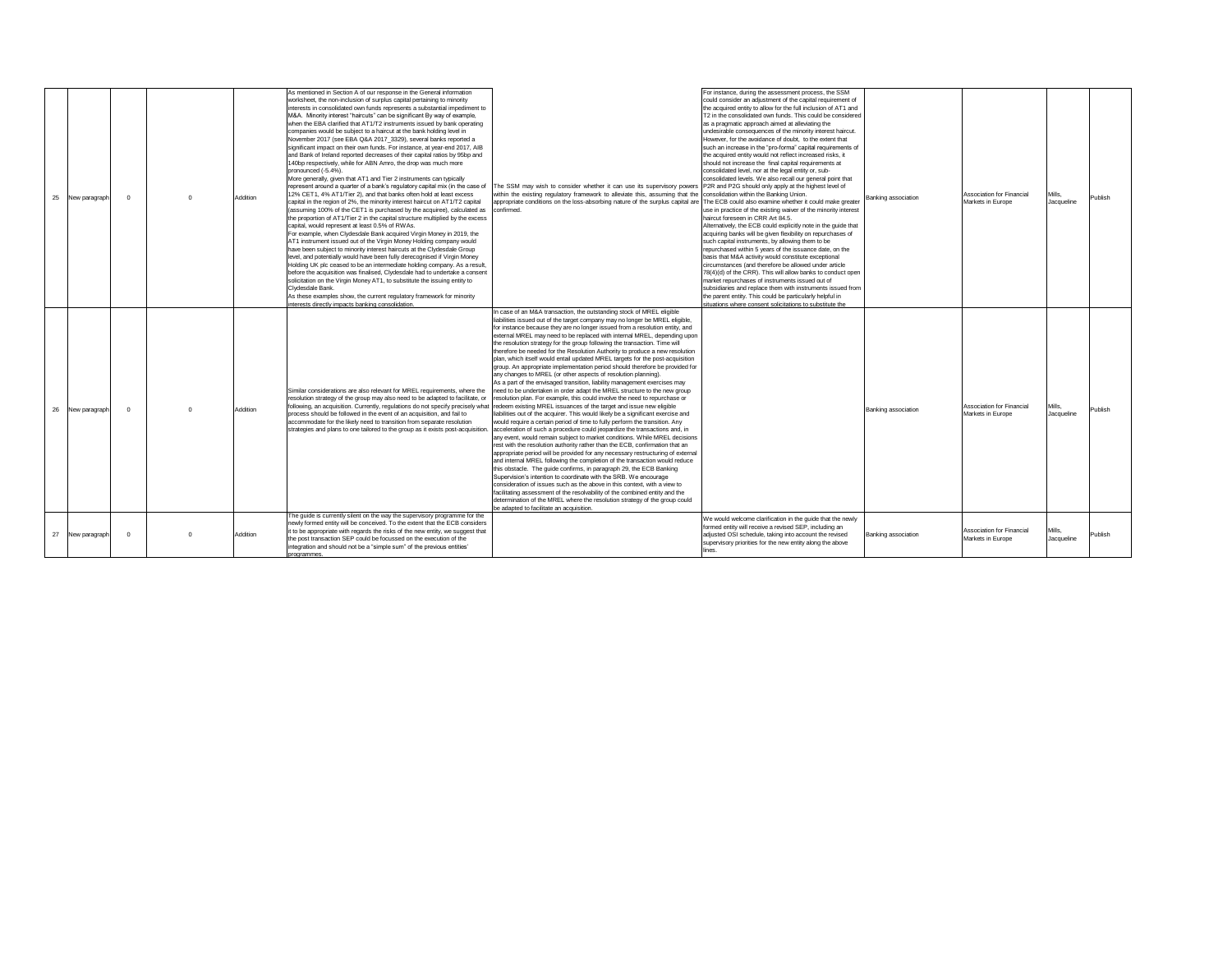| | | | | | | | | | | | | |
|---|---|---|---|---|---|---|---|---|---|---|---|---|
| 25 | New paragraph | 0 | 0 | Addition | As mentioned in Section A of our response in the General information worksheet, the non-inclusion of surplus capital pertaining to minority interests in consolidated own funds represents a substantial impediment to M&A. Minority interest "haircuts" can be significant By way of example, when the EBA clarified that AT1/T2 instruments issued by bank operating companies would be subject to a haircut at the bank holding level in November 2017 (see EBA Q&A 2017_3329), several banks reported a significant impact on their own funds. For instance, at year-end 2017, AIB and Bank of Ireland reported decreases of their capital ratios by 95bp and 140bp respectively, while for ABN Amro, the drop was much more pronounced (-5.4%).<br>More generally, given that AT1 and Tier 2 instruments can typically represent around a quarter of a bank's regulatory capital mix (in the case of 12% CET1, 4% AT1/Tier 2), and that banks often hold at least excess capital in the region of 2%, the minority interest haircut on AT1/T2 capital (assuming 100% of the CET1 is purchased by the acquiree), calculated as the proportion of AT1/Tier 2 in the capital structure multiplied by the excess capital, would represent at least 0.5% of RWAs.<br>For example, when Clydesdale Bank acquired Virgin Money in 2019, the AT1 instrument issued out of the Virgin Money Holding company would have been subject to minority interest haircuts at the Clydesdale Group level, and potentially would have been fully derecognised if Virgin Money Holding UK plc ceased to be an intermediate holding company. As a result, before the acquisition was finalised, Clydesdale had to undertake a consent solicitation on the Virgin Money AT1, to substitute the issuing entity to Clydesdale Bank.<br>As these examples show, the current regulatory framework for minority interests directly impacts banking consolidation. | The SSM may wish to consider whether it can use its supervisory powers within the existing regulatory framework to alleviate this, assuming that the appropriate conditions on the loss-absorbing nature of the surplus capital are confirmed. | For instance, during the assessment process, the SSM could consider an adjustment of the capital requirement of the acquired entity to allow for the full inclusion of AT1 and T2 in the consolidated own funds. This could be considered as a pragmatic approach aimed at alleviating the undesirable consequences of the minority interest haircut. However, for the avoidance of doubt, to the extent that such an increase in the "pro-forma" capital requirements of the acquired entity would not reflect increased risks, it should not increase the final capital requirements at consolidated level, nor at the legal entity or, sub-consolidated levels. We also recall our general point that P2R and P2G should only apply at the highest level of consolidation within the Banking Union.<br>The ECB could also examine whether it could make greater use in practice of the existing waiver of the minority interest haircut foreseen in CRR Art 84.5.<br>Alternatively, the ECB could explicitly note in the guide that acquiring banks will be given flexibility on repurchases of such capital instruments, by allowing them to be repurchased within 5 years of the issuance date, on the basis that M&A activity would constitute exceptional circumstances (and therefore be allowed under article 78(4)(d) of the CRR). This will allow banks to conduct open market repurchases of instruments issued out of subsidiaries and replace them with instruments issued from the parent entity. This could be particularly helpful in situations where consent solicitations to substitute the | Banking association | Association for Financial Markets in Europe | Mills, Jacqueline | Publish |
| 26 | New paragraph | 0 | 0 | Addition | Similar considerations are also relevant for MREL requirements, where the resolution strategy of the group may also need to be adapted to facilitate, or following, an acquisition. Currently, regulations do not specify precisely what process should be followed in the event of an acquisition, and fail to accommodate for the likely need to transition from separate resolution strategies and plans to one tailored to the group as it exists post-acquisition. | In case of an M&A transaction, the outstanding stock of MREL eligible liabilities issued out of the target company may no longer be MREL eligible, for instance because they are no longer issued from a resolution entity, and external MREL may need to be replaced with internal MREL, depending upon the resolution strategy for the group following the transaction. Time will therefore be needed for the Resolution Authority to produce a new resolution plan, which itself would entail updated MREL targets for the post-acquisition group. An appropriate implementation period should therefore be provided for any changes to MREL (or other aspects of resolution planning).<br>As a part of the envisaged transition, liability management exercises may need to be undertaken in order adapt the MREL structure to the new group resolution plan. For example, this could involve the need to repurchase or redeem existing MREL issuances of the target and issue new eligible liabilities out of the acquirer. This would likely be a significant exercise and would require a certain period of time to fully perform the transition. Any acceleration of such a procedure could jeopardize the transactions and, in any event, would remain subject to market conditions. While MREL decisions rest with the resolution authority rather than the ECB, confirmation that an appropriate period will be provided for any necessary restructuring of external and internal MREL following the completion of the transaction would reduce this obstacle. The guide confirms, in paragraph 29, the ECB Banking Supervision's intention to coordinate with the SRB. We encourage consideration of issues such as the above in this context, with a view to facilitating assessment of the resolvability of the combined entity and the determination of the MREL where the resolution strategy of the group could be adapted to facilitate an acquisition. | | Banking association | Association for Financial Markets in Europe | Mills, Jacqueline | Publish |
| 27 | New paragraph | 0 | 0 | Addition | The guide is currently silent on the way the supervisory programme for the newly formed entity will be conceived. To the extent that the ECB considers it to be appropriate with regards the risks of the new entity, we suggest that the post transaction SEP could be focussed on the execution of the integration and should not be a "simple sum" of the previous entities' programmes. | | We would welcome clarification in the guide that the newly formed entity will receive a revised SEP, including an adjusted OSI schedule, taking into account the revised supervisory priorities for the new entity along the above lines. | Banking association | Association for Financial Markets in Europe | Mills, Jacqueline | Publish |